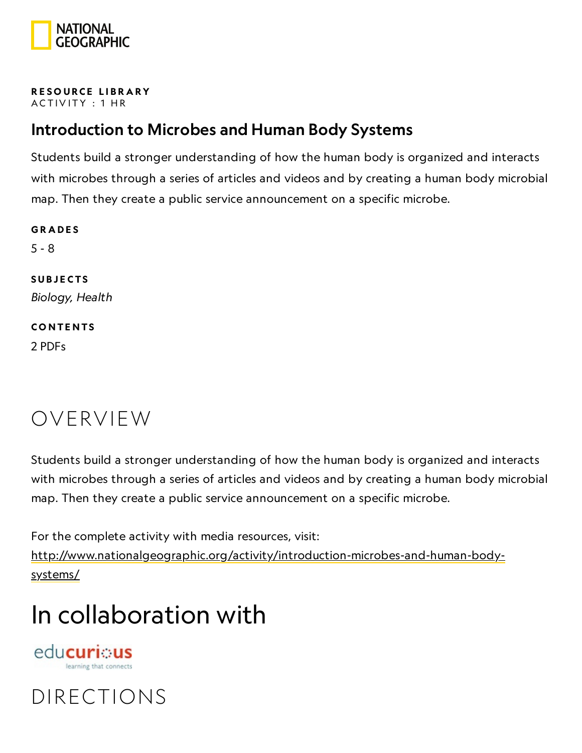**RESOURCE LIBRARY**
ACTIVITY : 1 HR

# Introduction to Microbes and Human Body Systems

Students build a stronger understanding of how the human body is organized and interacts with microbes through a series of articles and videos and by creating a human body microbial map. Then they create a public service announcement on a specific microbe.

**GRADES**

5 - 8

**SUBJECTS**

*Biology, Health*

**CONTENTS**

2 PDFs

## OVERVIEW

Students build a stronger understanding of how the human body is organized and interacts with microbes through a series of articles and videos and by creating a human body microbial map. Then they create a public service announcement on a specific microbe.

For the complete activity with media resources, visit:
http://www.nationalgeographic.org/activity/introduction-microbes-and-human-body-systems/

## In collaboration with

educurious
learning that connects

## DIRECTIONS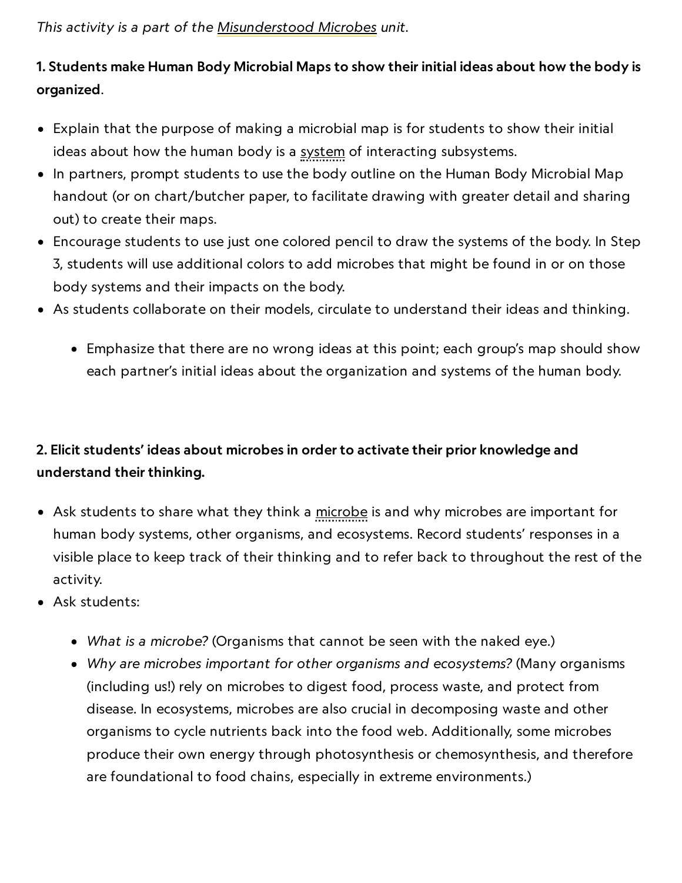*This activity is a part of the Misunderstood Microbes unit.*

**1. Students make Human Body Microbial Maps to show their initial ideas about how the body is organized**.

- Explain that the purpose of making a microbial map is for students to show their initial ideas about how the human body is a system of interacting subsystems.
- In partners, prompt students to use the body outline on the Human Body Microbial Map handout (or on chart/butcher paper, to facilitate drawing with greater detail and sharing out) to create their maps.
- Encourage students to use just one colored pencil to draw the systems of the body. In Step 3, students will use additional colors to add microbes that might be found in or on those body systems and their impacts on the body.
- As students collaborate on their models, circulate to understand their ideas and thinking.
    - Emphasize that there are no wrong ideas at this point; each group's map should show each partner's initial ideas about the organization and systems of the human body.

**2. Elicit students' ideas about microbes in order to activate their prior knowledge and understand their thinking.**

- Ask students to share what they think a microbe is and why microbes are important for human body systems, other organisms, and ecosystems. Record students' responses in a visible place to keep track of their thinking and to refer back to throughout the rest of the activity.
- Ask students:
    - *What is a microbe?* (Organisms that cannot be seen with the naked eye.)
    - *Why are microbes important for other organisms and ecosystems?* (Many organisms (including us!) rely on microbes to digest food, process waste, and protect from disease. In ecosystems, microbes are also crucial in decomposing waste and other organisms to cycle nutrients back into the food web. Additionally, some microbes produce their own energy through photosynthesis or chemosynthesis, and therefore are foundational to food chains, especially in extreme environments.)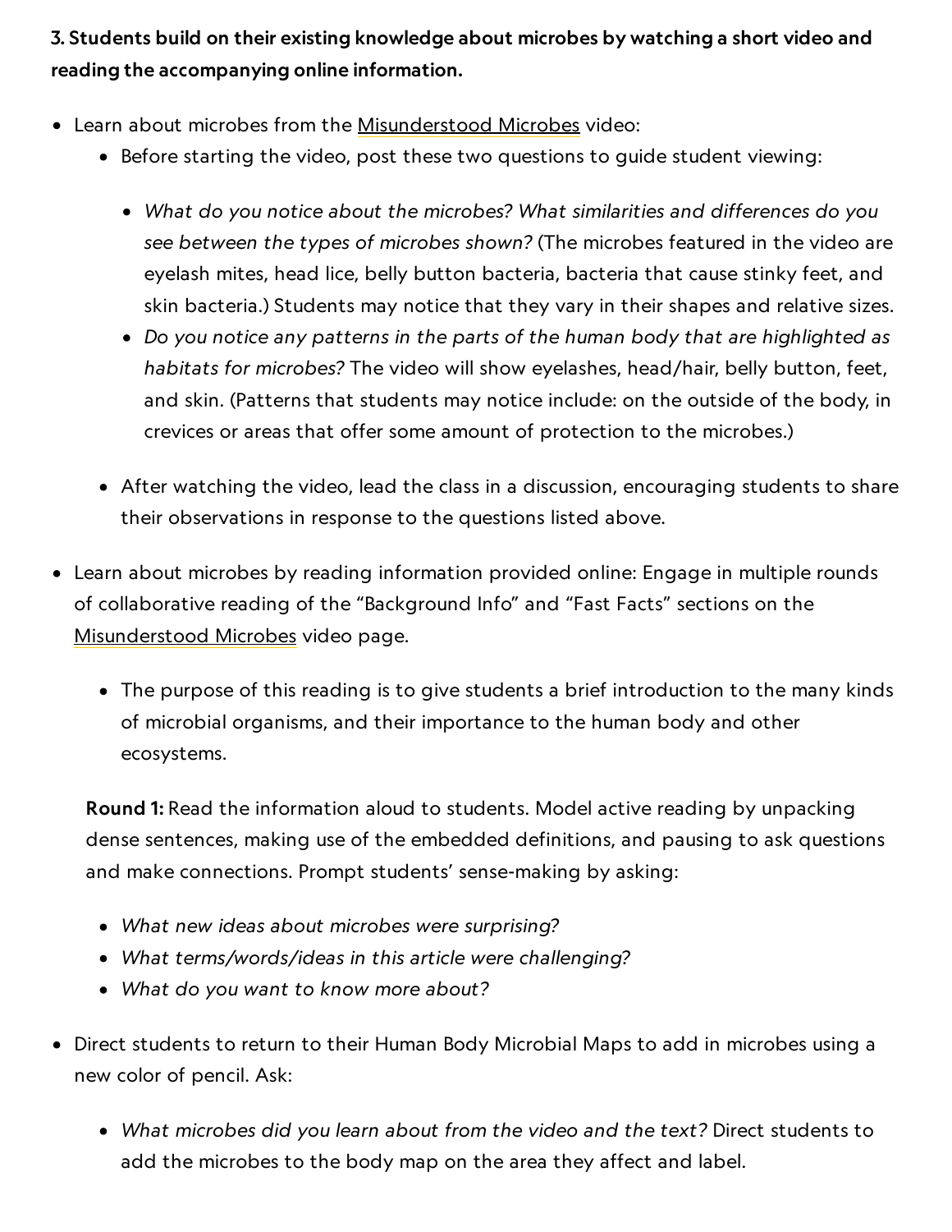**3. Students build on their existing knowledge about microbes by watching a short video and reading the accompanying online information.**

- Learn about microbes from the Misunderstood Microbes video:
  - Before starting the video, post these two questions to guide student viewing:
    - *What do you notice about the microbes? What similarities and differences do you see between the types of microbes shown?* (The microbes featured in the video are eyelash mites, head lice, belly button bacteria, bacteria that cause stinky feet, and skin bacteria.) Students may notice that they vary in their shapes and relative sizes.
    - *Do you notice any patterns in the parts of the human body that are highlighted as habitats for microbes?* The video will show eyelashes, head/hair, belly button, feet, and skin. (Patterns that students may notice include: on the outside of the body, in crevices or areas that offer some amount of protection to the microbes.)
  - After watching the video, lead the class in a discussion, encouraging students to share their observations in response to the questions listed above.
- Learn about microbes by reading information provided online: Engage in multiple rounds of collaborative reading of the "Background Info" and "Fast Facts" sections on the Misunderstood Microbes video page.
  - The purpose of this reading is to give students a brief introduction to the many kinds of microbial organisms, and their importance to the human body and other ecosystems.

  **Round 1:** Read the information aloud to students. Model active reading by unpacking dense sentences, making use of the embedded definitions, and pausing to ask questions and make connections. Prompt students' sense-making by asking:

  - *What new ideas about microbes were surprising?*
  - *What terms/words/ideas in this article were challenging?*
  - *What do you want to know more about?*
- Direct students to return to their Human Body Microbial Maps to add in microbes using a new color of pencil. Ask:
  - *What microbes did you learn about from the video and the text?* Direct students to add the microbes to the body map on the area they affect and label.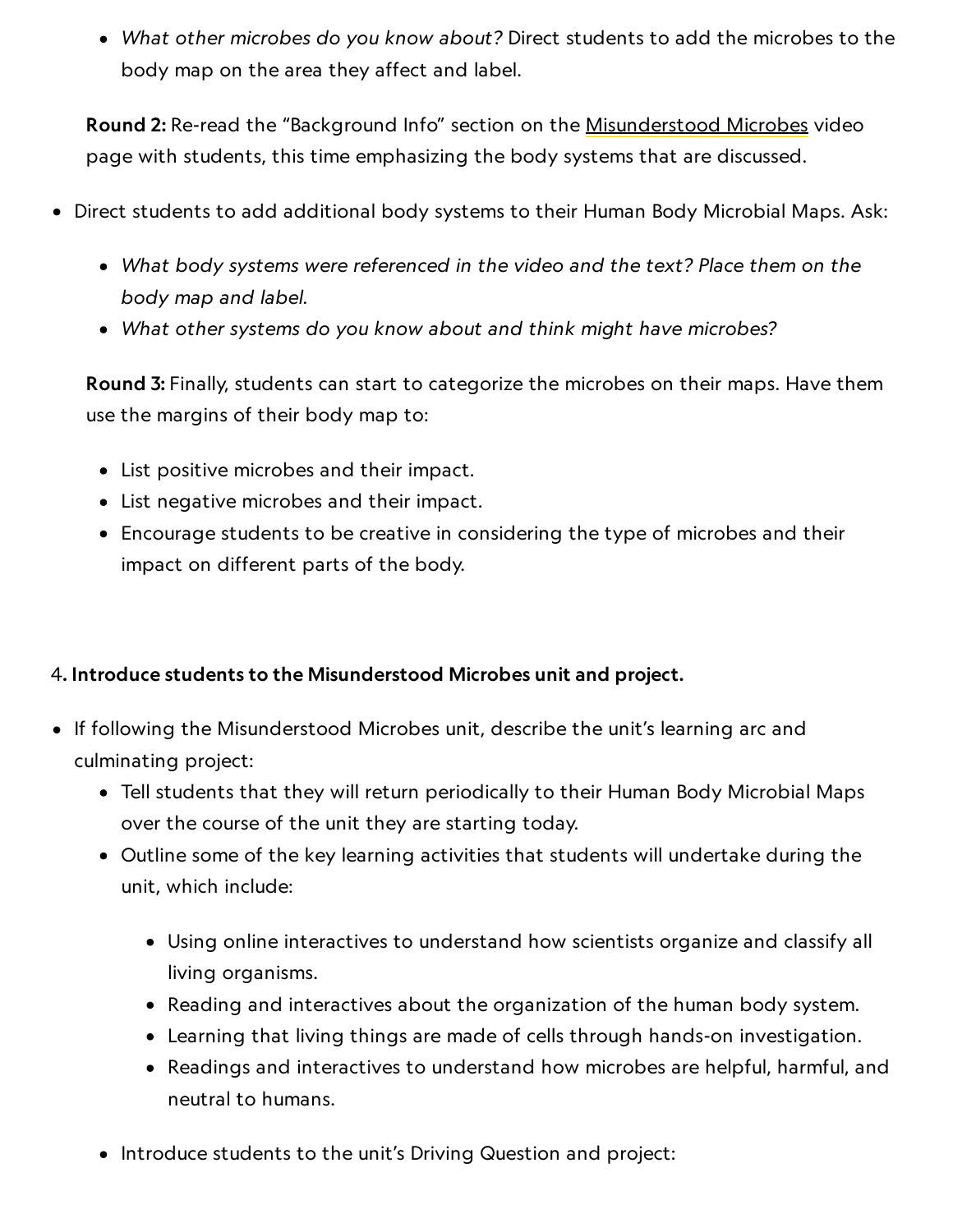- *What other microbes do you know about?* Direct students to add the microbes to the body map on the area they affect and label.

  **Round 2:** Re-read the "Background Info" section on the Misunderstood Microbes video page with students, this time emphasizing the body systems that are discussed.

- Direct students to add additional body systems to their Human Body Microbial Maps. Ask:
  - *What body systems were referenced in the video and the text? Place them on the body map and label.*
  - *What other systems do you know about and think might have microbes?*

  **Round 3:** Finally, students can start to categorize the microbes on their maps. Have them use the margins of their body map to:

  - List positive microbes and their impact.
  - List negative microbes and their impact.
  - Encourage students to be creative in considering the type of microbes and their impact on different parts of the body.

4. **Introduce students to the Misunderstood Microbes unit and project.**

- If following the Misunderstood Microbes unit, describe the unit's learning arc and culminating project:
  - Tell students that they will return periodically to their Human Body Microbial Maps over the course of the unit they are starting today.
  - Outline some of the key learning activities that students will undertake during the unit, which include:
    - Using online interactives to understand how scientists organize and classify all living organisms.
    - Reading and interactives about the organization of the human body system.
    - Learning that living things are made of cells through hands-on investigation.
    - Readings and interactives to understand how microbes are helpful, harmful, and neutral to humans.
  - Introduce students to the unit's Driving Question and project: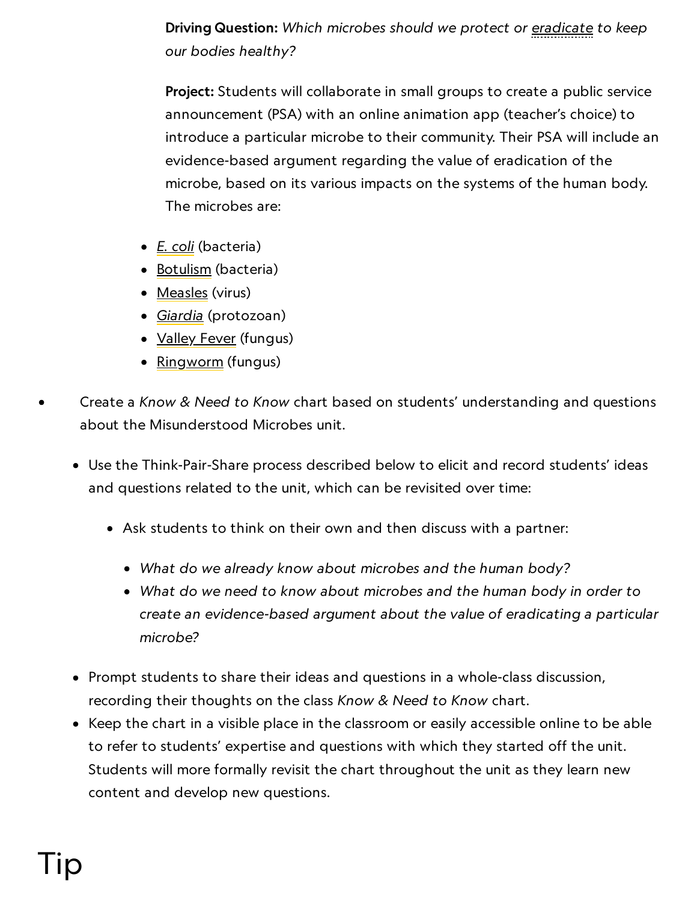**Driving Question:** *Which microbes should we protect or eradicate to keep our bodies healthy?*

**Project:** Students will collaborate in small groups to create a public service announcement (PSA) with an online animation app (teacher's choice) to introduce a particular microbe to their community. Their PSA will include an evidence-based argument regarding the value of eradication of the microbe, based on its various impacts on the systems of the human body. The microbes are:

- *E. coli* (bacteria)
- Botulism (bacteria)
- Measles (virus)
- *Giardia* (protozoan)
- Valley Fever (fungus)
- Ringworm (fungus)

- Create a *Know & Need to Know* chart based on students' understanding and questions about the Misunderstood Microbes unit.
  - Use the Think-Pair-Share process described below to elicit and record students' ideas and questions related to the unit, which can be revisited over time:
    - Ask students to think on their own and then discuss with a partner:
      - *What do we already know about microbes and the human body?*
      - *What do we need to know about microbes and the human body in order to create an evidence-based argument about the value of eradicating a particular microbe?*
  - Prompt students to share their ideas and questions in a whole-class discussion, recording their thoughts on the class *Know & Need to Know* chart.
  - Keep the chart in a visible place in the classroom or easily accessible online to be able to refer to students' expertise and questions with which they started off the unit. Students will more formally revisit the chart throughout the unit as they learn new content and develop new questions.

# Tip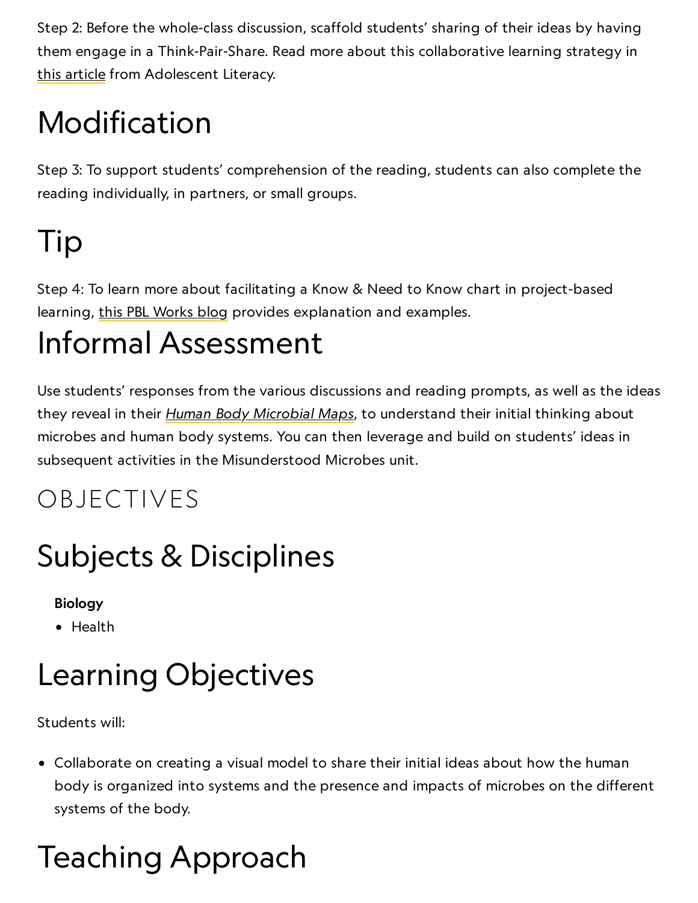Step 2: Before the whole-class discussion, scaffold students' sharing of their ideas by having them engage in a Think-Pair-Share. Read more about this collaborative learning strategy in this article from Adolescent Literacy.

# Modification

Step 3: To support students' comprehension of the reading, students can also complete the reading individually, in partners, or small groups.

# Tip

Step 4: To learn more about facilitating a Know & Need to Know chart in project-based learning, this PBL Works blog provides explanation and examples.

# Informal Assessment

Use students' responses from the various discussions and reading prompts, as well as the ideas they reveal in their *Human Body Microbial Maps*, to understand their initial thinking about microbes and human body systems. You can then leverage and build on students' ideas in subsequent activities in the Misunderstood Microbes unit.

## OBJECTIVES

# Subjects & Disciplines

**Biology**

- Health

# Learning Objectives

Students will:

- Collaborate on creating a visual model to share their initial ideas about how the human body is organized into systems and the presence and impacts of microbes on the different systems of the body.

# Teaching Approach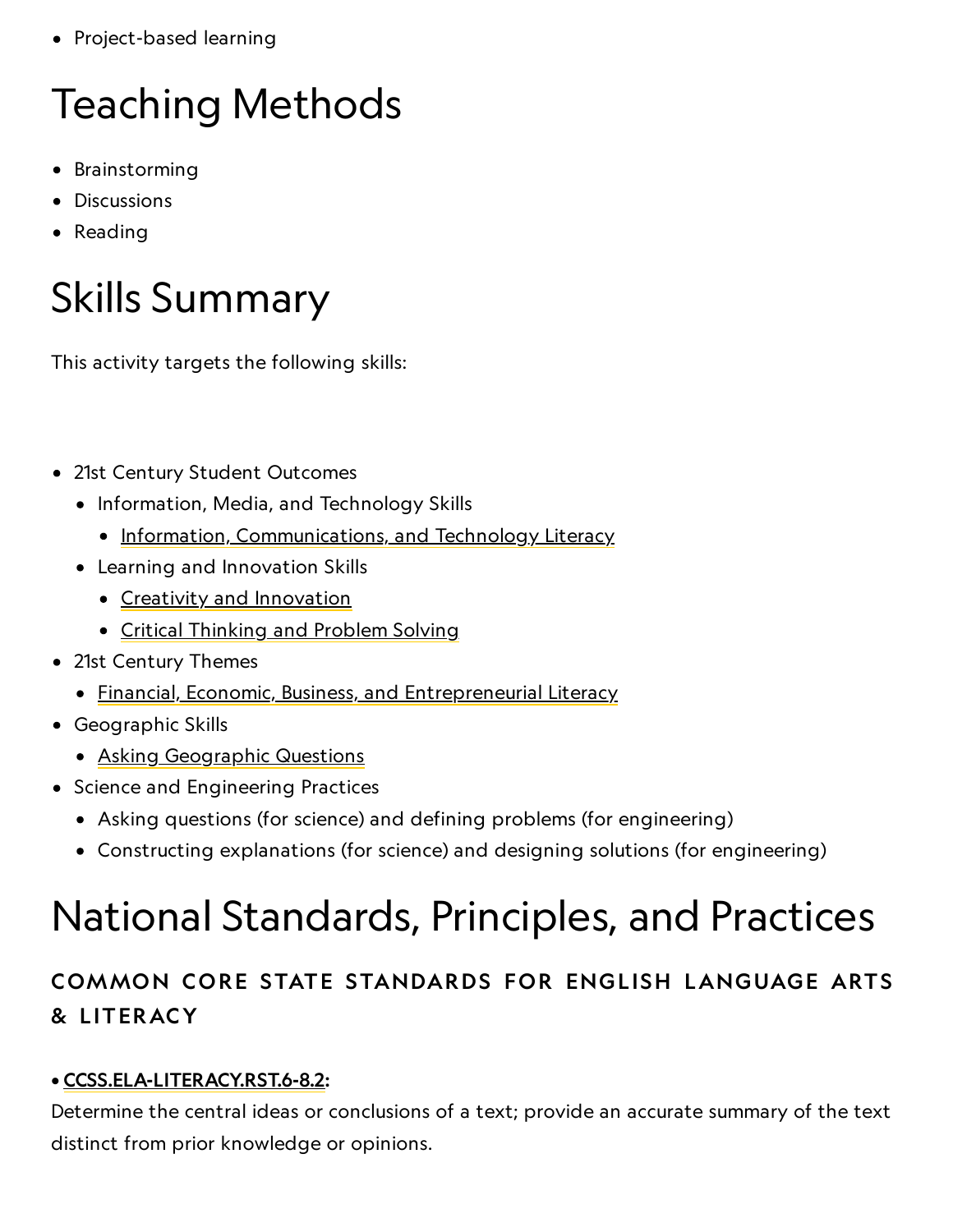- Project-based learning

# Teaching Methods

- Brainstorming
- Discussions
- Reading

# Skills Summary

This activity targets the following skills:

- 21st Century Student Outcomes
  - Information, Media, and Technology Skills
    - Information, Communications, and Technology Literacy
  - Learning and Innovation Skills
    - Creativity and Innovation
    - Critical Thinking and Problem Solving
- 21st Century Themes
  - Financial, Economic, Business, and Entrepreneurial Literacy
- Geographic Skills
  - Asking Geographic Questions
- Science and Engineering Practices
  - Asking questions (for science) and defining problems (for engineering)
  - Constructing explanations (for science) and designing solutions (for engineering)

# National Standards, Principles, and Practices

### COMMON CORE STATE STANDARDS FOR ENGLISH LANGUAGE ARTS & LITERACY

• **CCSS.ELA-LITERACY.RST.6-8.2:**

Determine the central ideas or conclusions of a text; provide an accurate summary of the text distinct from prior knowledge or opinions.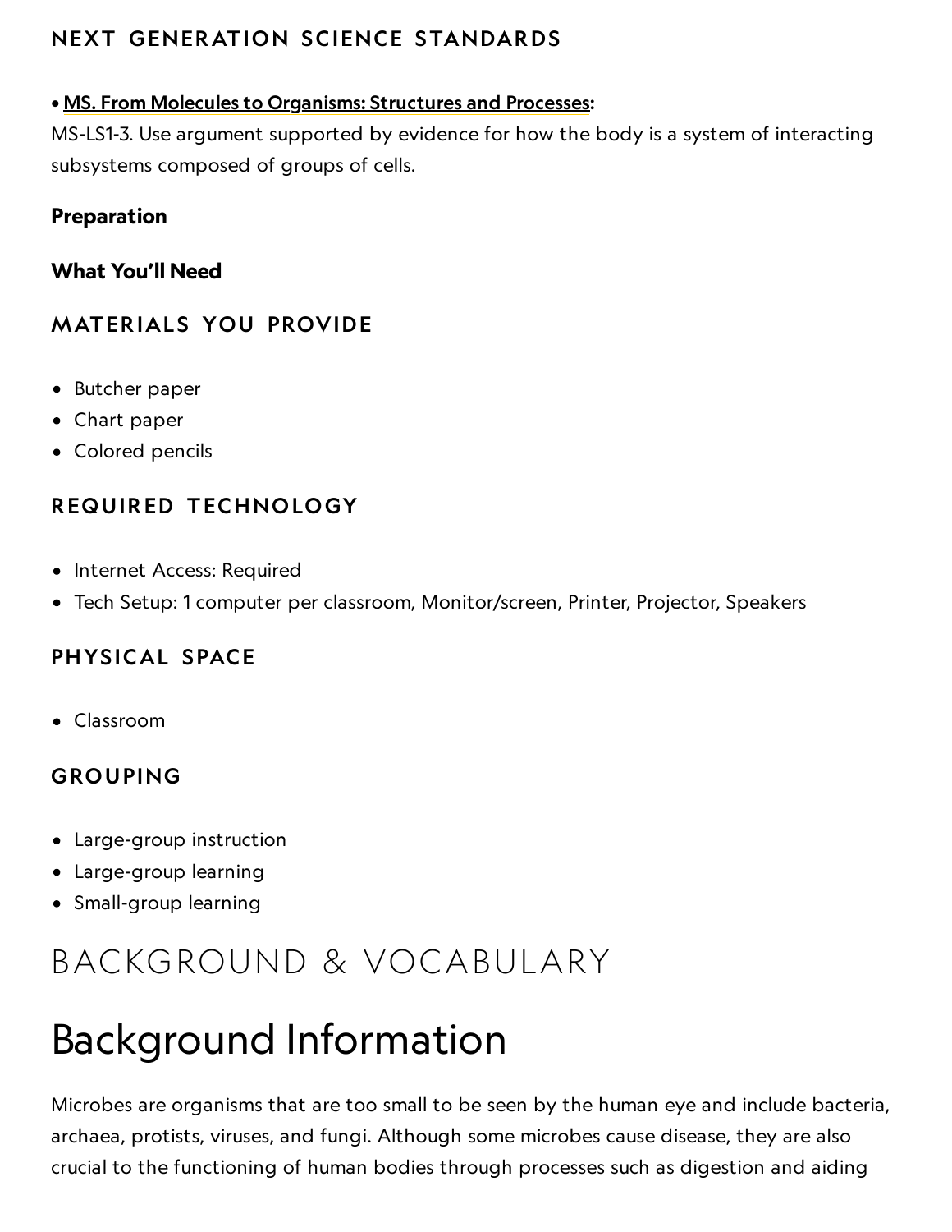### NEXT GENERATION SCIENCE STANDARDS

• **MS. From Molecules to Organisms: Structures and Processes**:
MS-LS1-3. Use argument supported by evidence for how the body is a system of interacting subsystems composed of groups of cells.

**Preparation**

**What You'll Need**

### MATERIALS YOU PROVIDE

- Butcher paper
- Chart paper
- Colored pencils

### REQUIRED TECHNOLOGY

- Internet Access: Required
- Tech Setup: 1 computer per classroom, Monitor/screen, Printer, Projector, Speakers

### PHYSICAL SPACE

- Classroom

### GROUPING

- Large-group instruction
- Large-group learning
- Small-group learning

## BACKGROUND & VOCABULARY

# Background Information

Microbes are organisms that are too small to be seen by the human eye and include bacteria, archaea, protists, viruses, and fungi. Although some microbes cause disease, they are also crucial to the functioning of human bodies through processes such as digestion and aiding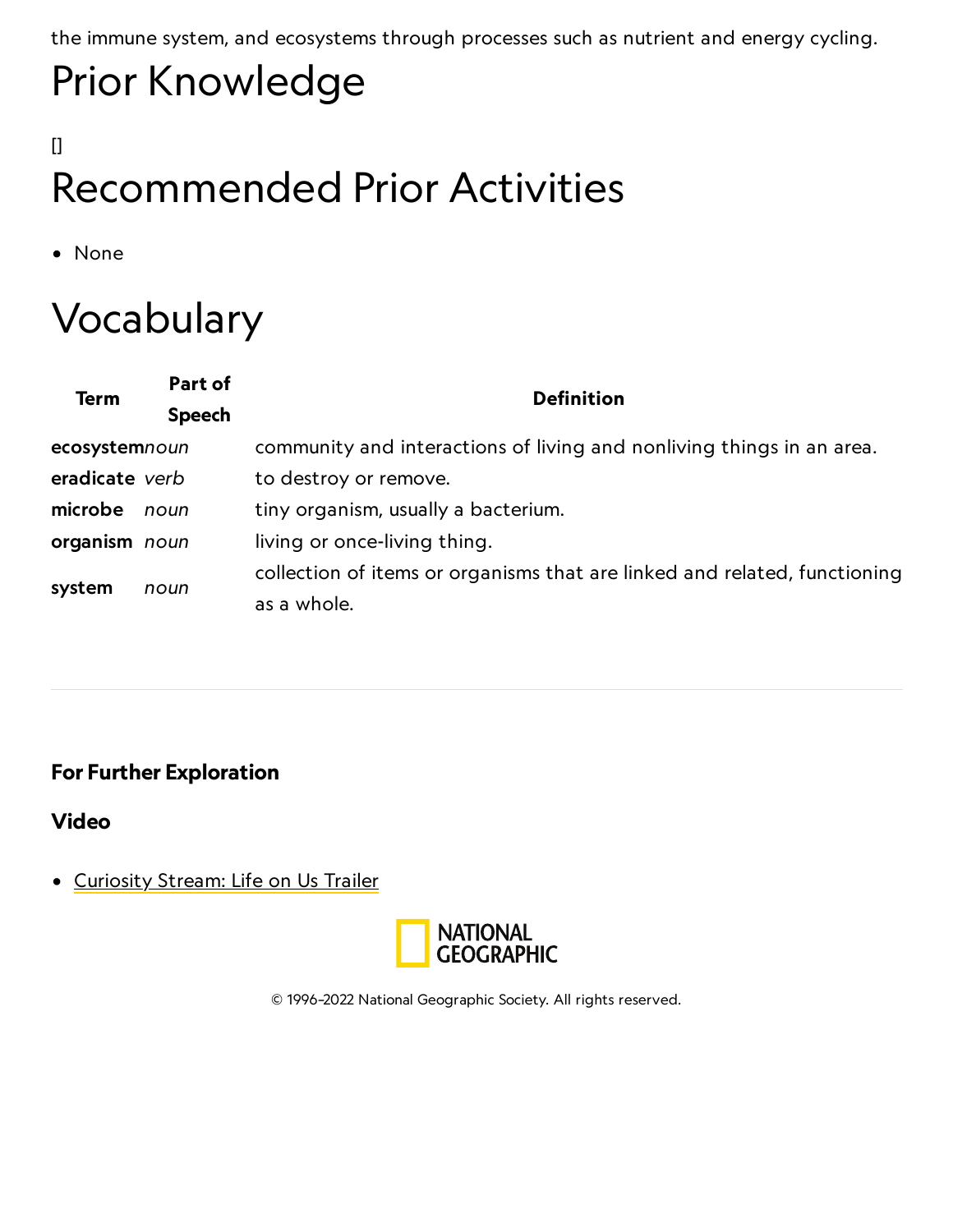the immune system, and ecosystems through processes such as nutrient and energy cycling.

# Prior Knowledge

[]

# Recommended Prior Activities

- None

# Vocabulary

| Term | Part of Speech | Definition |
|---|---|---|
| **ecosystem** | *noun* | community and interactions of living and nonliving things in an area. |
| **eradicate** | *verb* | to destroy or remove. |
| **microbe** | *noun* | tiny organism, usually a bacterium. |
| **organism** | *noun* | living or once-living thing. |
| **system** | *noun* | collection of items or organisms that are linked and related, functioning as a whole. |

---

**For Further Exploration**

**Video**

- Curiosity Stream: Life on Us Trailer

NATIONAL GEOGRAPHIC

© 1996-2022 National Geographic Society. All rights reserved.